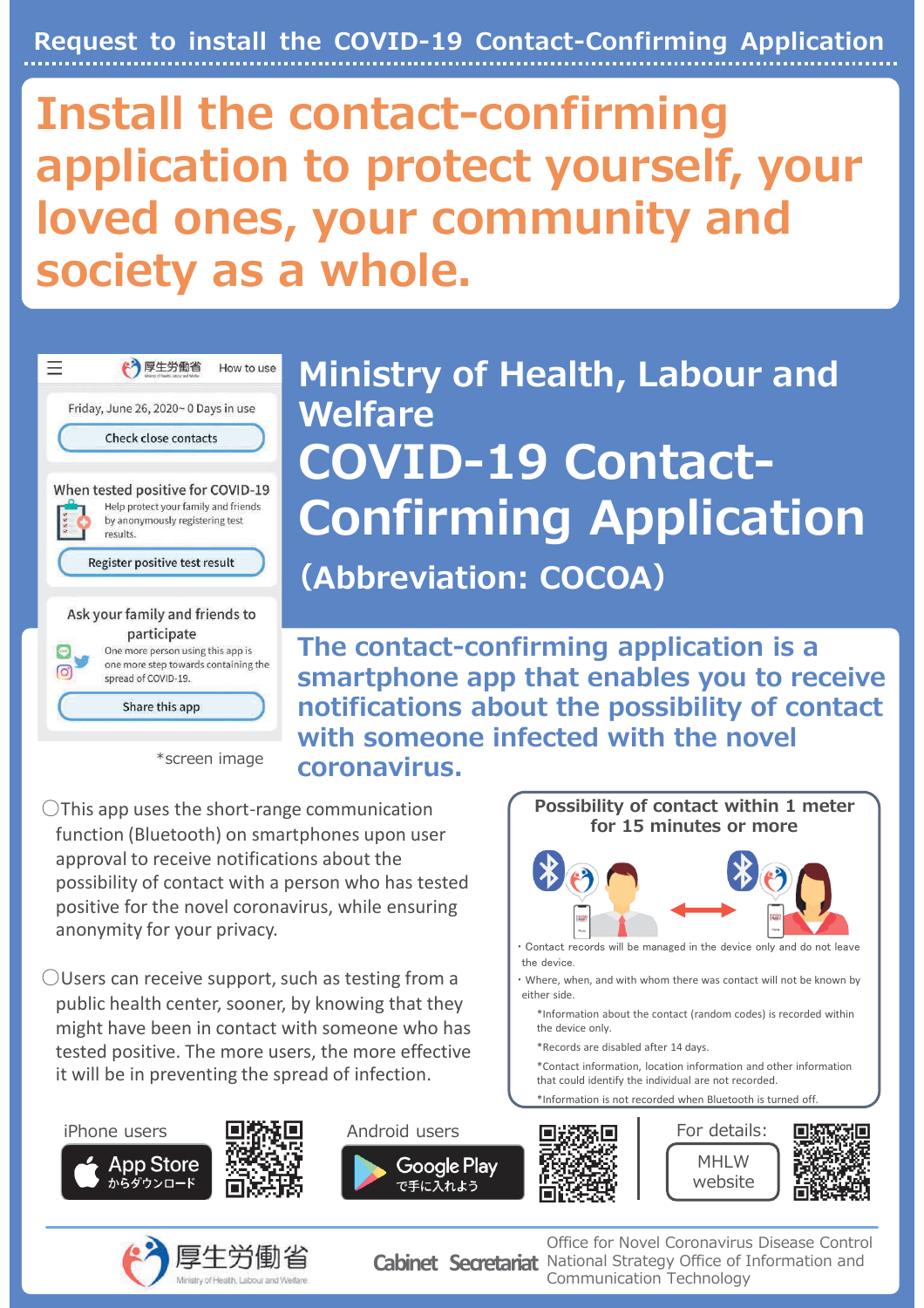Request to install the COVID-19 Contact-Confirming Application

# Install the contact-confirming application to protect yourself, your loved ones, your community and society as a whole.

厚生労働省 How to use

Friday, June 26, 2020~ 0 Days in use

Check close contacts

When tested positive for COVID-19

Help protect your family and friends by anonymously registering test results.

Register positive test result

Ask your family and friends to participate

One more person using this app is one more step towards containing the spread of COVID-19.

Share this app

*screen image

## Ministry of Health, Labour and Welfare

# COVID-19 Contact-Confirming Application

## (Abbreviation: COCOA)

**The contact-confirming application is a smartphone app that enables you to receive notifications about the possibility of contact with someone infected with the novel coronavirus.**

〇This app uses the short-range communication function (Bluetooth) on smartphones upon user approval to receive notifications about the possibility of contact with a person who has tested positive for the novel coronavirus, while ensuring anonymity for your privacy.

〇Users can receive support, such as testing from a public health center, sooner, by knowing that they might have been in contact with someone who has tested positive. The more users, the more effective it will be in preventing the spread of infection.

### Possibility of contact within 1 meter for 15 minutes or more

- Contact records will be managed in the device only and do not leave the device.
- Where, when, and with whom there was contact will not be known by either side.

*Information about the contact (random codes) is recorded within the device only.

*Records are disabled after 14 days.

*Contact information, location information and other information that could identify the individual are not recorded.

*Information is not recorded when Bluetooth is turned off.

iPhone users — App Store からダウンロード

Android users — Google Play で手に入れよう

For details: MHLW website

厚生労働省 Ministry of Health, Labour and Welfare

Cabinet Secretariat — Office for Novel Coronavirus Disease Control, National Strategy Office of Information and Communication Technology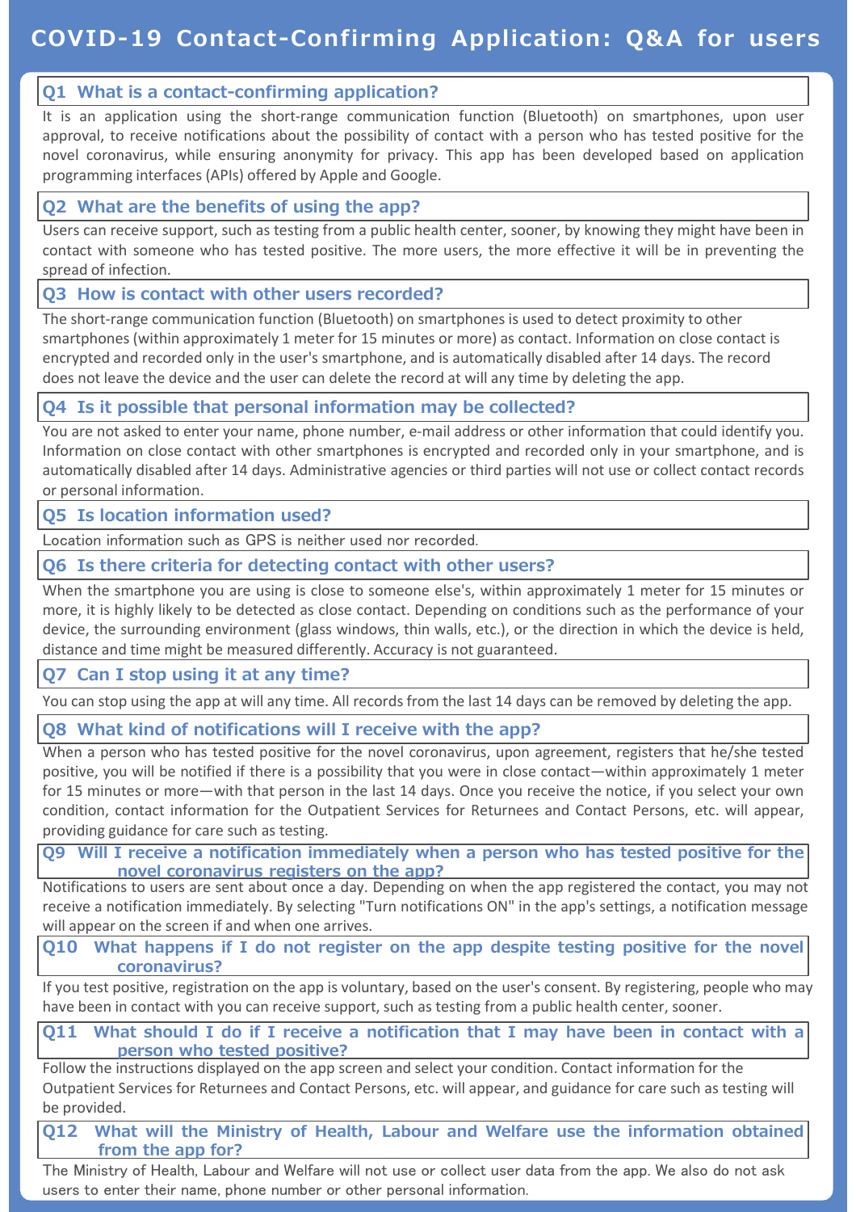# COVID-19 Contact-Confirming Application: Q&A for users

## Q1 What is a contact-confirming application?

It is an application using the short-range communication function (Bluetooth) on smartphones, upon user approval, to receive notifications about the possibility of contact with a person who has tested positive for the novel coronavirus, while ensuring anonymity for privacy. This app has been developed based on application programming interfaces (APIs) offered by Apple and Google.

## Q2 What are the benefits of using the app?

Users can receive support, such as testing from a public health center, sooner, by knowing they might have been in contact with someone who has tested positive. The more users, the more effective it will be in preventing the spread of infection.

## Q3 How is contact with other users recorded?

The short-range communication function (Bluetooth) on smartphones is used to detect proximity to other smartphones (within approximately 1 meter for 15 minutes or more) as contact. Information on close contact is encrypted and recorded only in the user's smartphone, and is automatically disabled after 14 days. The record does not leave the device and the user can delete the record at will any time by deleting the app.

## Q4 Is it possible that personal information may be collected?

You are not asked to enter your name, phone number, e-mail address or other information that could identify you. Information on close contact with other smartphones is encrypted and recorded only in your smartphone, and is automatically disabled after 14 days. Administrative agencies or third parties will not use or collect contact records or personal information.

## Q5 Is location information used?

Location information such as GPS is neither used nor recorded.

## Q6 Is there criteria for detecting contact with other users?

When the smartphone you are using is close to someone else's, within approximately 1 meter for 15 minutes or more, it is highly likely to be detected as close contact. Depending on conditions such as the performance of your device, the surrounding environment (glass windows, thin walls, etc.), or the direction in which the device is held, distance and time might be measured differently. Accuracy is not guaranteed.

## Q7 Can I stop using it at any time?

You can stop using the app at will any time. All records from the last 14 days can be removed by deleting the app.

## Q8 What kind of notifications will I receive with the app?

When a person who has tested positive for the novel coronavirus, upon agreement, registers that he/she tested positive, you will be notified if there is a possibility that you were in close contact—within approximately 1 meter for 15 minutes or more—with that person in the last 14 days. Once you receive the notice, if you select your own condition, contact information for the Outpatient Services for Returnees and Contact Persons, etc. will appear, providing guidance for care such as testing.

## Q9 Will I receive a notification immediately when a person who has tested positive for the novel coronavirus registers on the app?

Notifications to users are sent about once a day. Depending on when the app registered the contact, you may not receive a notification immediately. By selecting "Turn notifications ON" in the app's settings, a notification message will appear on the screen if and when one arrives.

## Q10 What happens if I do not register on the app despite testing positive for the novel coronavirus?

If you test positive, registration on the app is voluntary, based on the user's consent. By registering, people who may have been in contact with you can receive support, such as testing from a public health center, sooner.

## Q11 What should I do if I receive a notification that I may have been in contact with a person who tested positive?

Follow the instructions displayed on the app screen and select your condition. Contact information for the Outpatient Services for Returnees and Contact Persons, etc. will appear, and guidance for care such as testing will be provided.

## Q12 What will the Ministry of Health, Labour and Welfare use the information obtained from the app for?

The Ministry of Health, Labour and Welfare will not use or collect user data from the app. We also do not ask users to enter their name, phone number or other personal information.